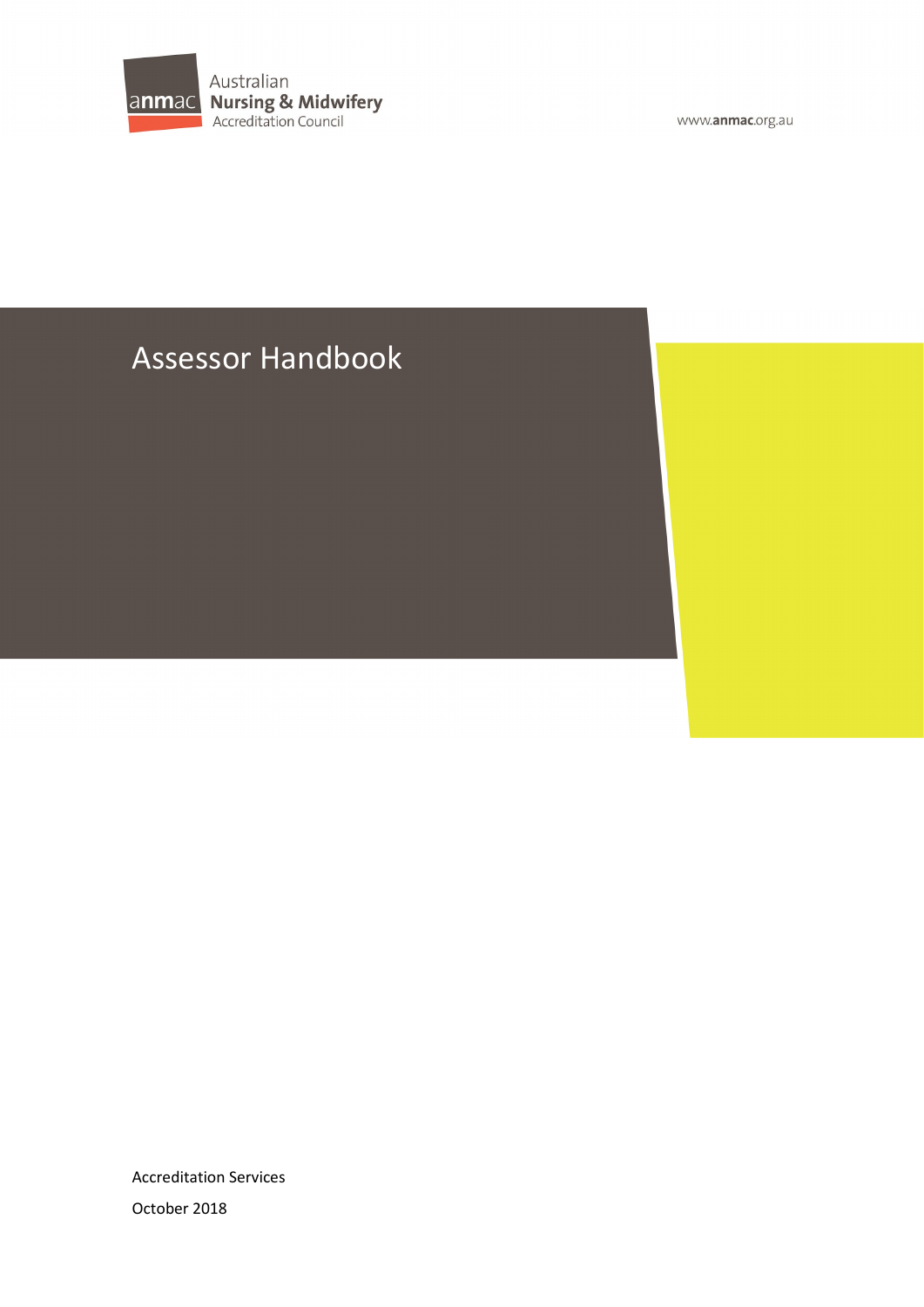anmac Australian **Nursing & Midwifery** Accreditation Council

www.**anmac**.org.au

# Assessor Handbook

Accreditation Services

October 2018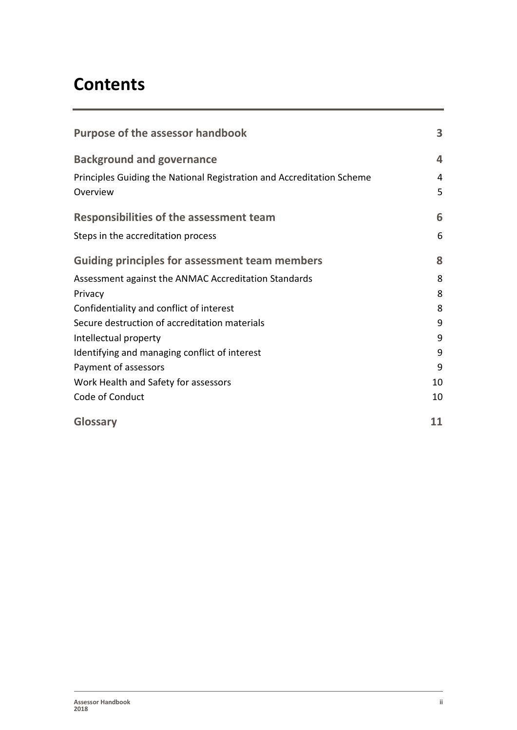# Contents

| | |
|---|---|
| **Purpose of the assessor handbook** | **3** |
| **Background and governance** | **4** |
| Principles Guiding the National Registration and Accreditation Scheme | 4 |
| Overview | 5 |
| **Responsibilities of the assessment team** | **6** |
| Steps in the accreditation process | 6 |
| **Guiding principles for assessment team members** | **8** |
| Assessment against the ANMAC Accreditation Standards | 8 |
| Privacy | 8 |
| Confidentiality and conflict of interest | 8 |
| Secure destruction of accreditation materials | 9 |
| Intellectual property | 9 |
| Identifying and managing conflict of interest | 9 |
| Payment of assessors | 9 |
| Work Health and Safety for assessors | 10 |
| Code of Conduct | 10 |
| **Glossary** | **11** |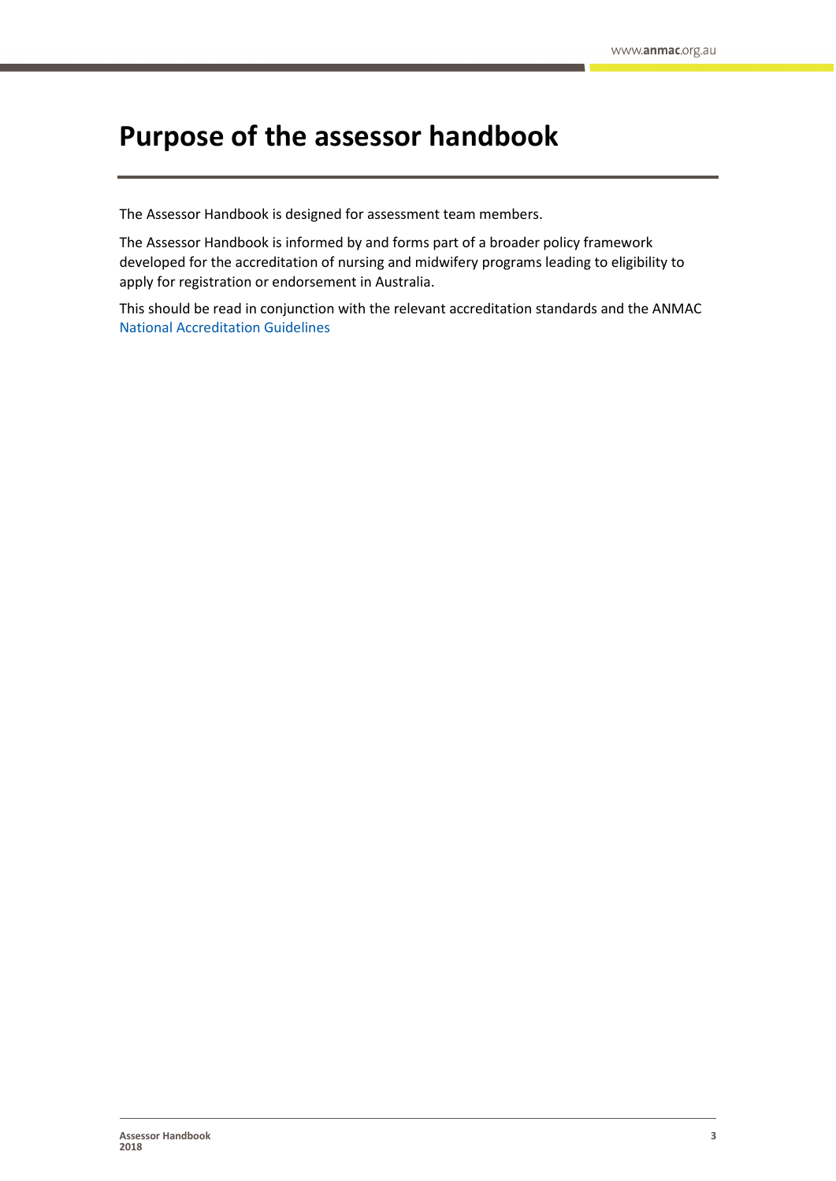# Purpose of the assessor handbook

The Assessor Handbook is designed for assessment team members.

The Assessor Handbook is informed by and forms part of a broader policy framework developed for the accreditation of nursing and midwifery programs leading to eligibility to apply for registration or endorsement in Australia.

This should be read in conjunction with the relevant accreditation standards and the ANMAC National Accreditation Guidelines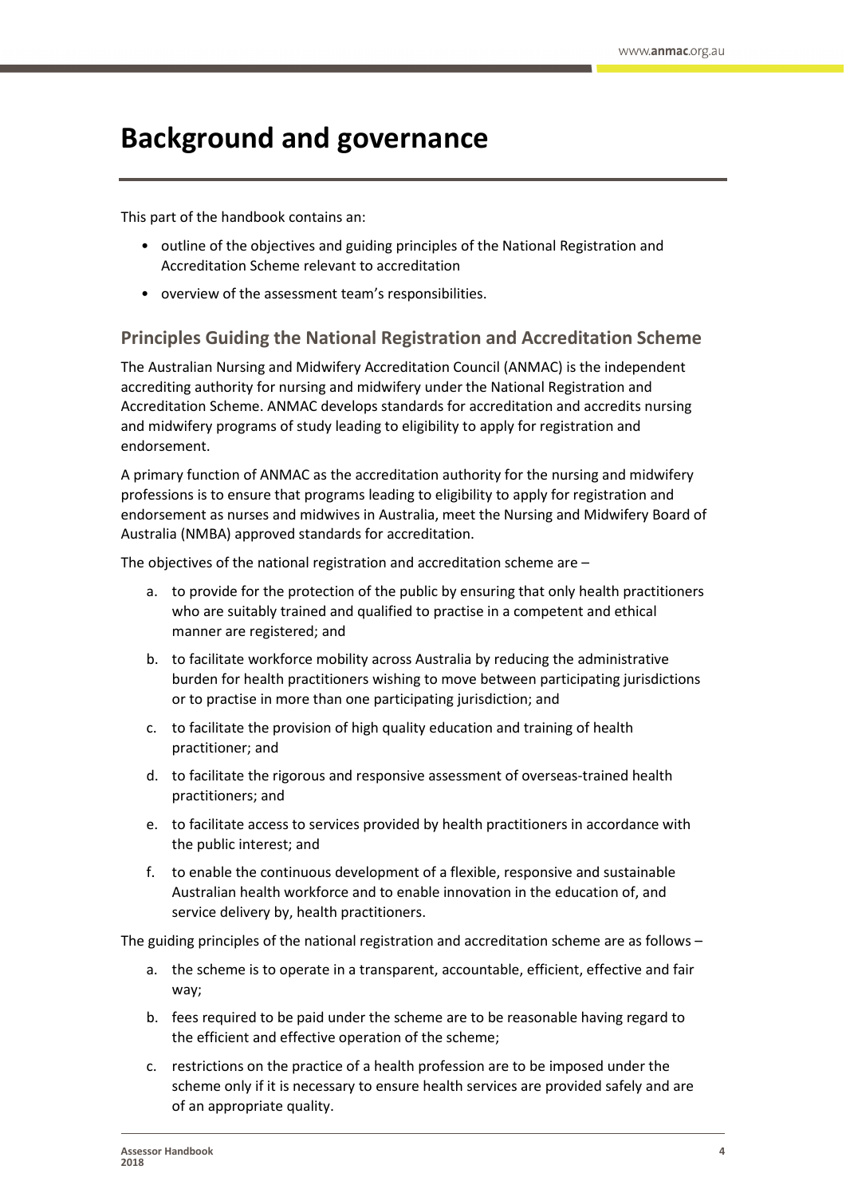# Background and governance

This part of the handbook contains an:

- outline of the objectives and guiding principles of the National Registration and Accreditation Scheme relevant to accreditation
- overview of the assessment team's responsibilities.

## Principles Guiding the National Registration and Accreditation Scheme

The Australian Nursing and Midwifery Accreditation Council (ANMAC) is the independent accrediting authority for nursing and midwifery under the National Registration and Accreditation Scheme. ANMAC develops standards for accreditation and accredits nursing and midwifery programs of study leading to eligibility to apply for registration and endorsement.

A primary function of ANMAC as the accreditation authority for the nursing and midwifery professions is to ensure that programs leading to eligibility to apply for registration and endorsement as nurses and midwives in Australia, meet the Nursing and Midwifery Board of Australia (NMBA) approved standards for accreditation.

The objectives of the national registration and accreditation scheme are –

a. to provide for the protection of the public by ensuring that only health practitioners who are suitably trained and qualified to practise in a competent and ethical manner are registered; and
b. to facilitate workforce mobility across Australia by reducing the administrative burden for health practitioners wishing to move between participating jurisdictions or to practise in more than one participating jurisdiction; and
c. to facilitate the provision of high quality education and training of health practitioner; and
d. to facilitate the rigorous and responsive assessment of overseas-trained health practitioners; and
e. to facilitate access to services provided by health practitioners in accordance with the public interest; and
f. to enable the continuous development of a flexible, responsive and sustainable Australian health workforce and to enable innovation in the education of, and service delivery by, health practitioners.

The guiding principles of the national registration and accreditation scheme are as follows –

a. the scheme is to operate in a transparent, accountable, efficient, effective and fair way;
b. fees required to be paid under the scheme are to be reasonable having regard to the efficient and effective operation of the scheme;
c. restrictions on the practice of a health profession are to be imposed under the scheme only if it is necessary to ensure health services are provided safely and are of an appropriate quality.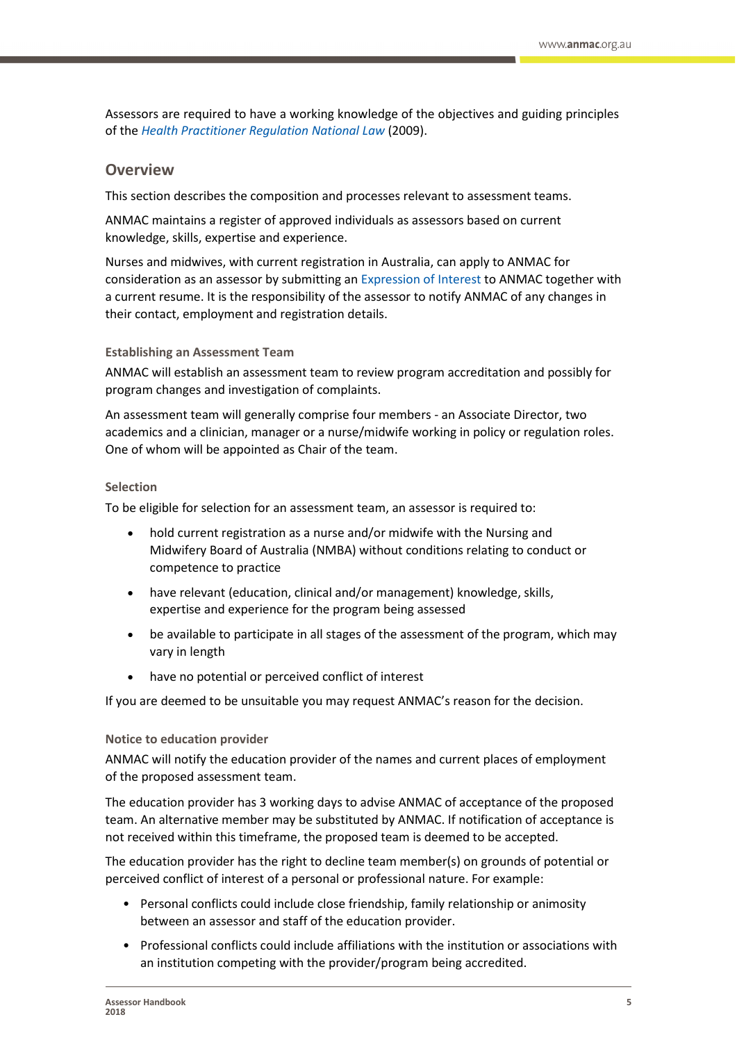Assessors are required to have a working knowledge of the objectives and guiding principles of the *Health Practitioner Regulation National Law* (2009).

## Overview

This section describes the composition and processes relevant to assessment teams.

ANMAC maintains a register of approved individuals as assessors based on current knowledge, skills, expertise and experience.

Nurses and midwives, with current registration in Australia, can apply to ANMAC for consideration as an assessor by submitting an Expression of Interest to ANMAC together with a current resume. It is the responsibility of the assessor to notify ANMAC of any changes in their contact, employment and registration details.

### Establishing an Assessment Team

ANMAC will establish an assessment team to review program accreditation and possibly for program changes and investigation of complaints.

An assessment team will generally comprise four members - an Associate Director, two academics and a clinician, manager or a nurse/midwife working in policy or regulation roles. One of whom will be appointed as Chair of the team.

### Selection

To be eligible for selection for an assessment team, an assessor is required to:

- hold current registration as a nurse and/or midwife with the Nursing and Midwifery Board of Australia (NMBA) without conditions relating to conduct or competence to practice
- have relevant (education, clinical and/or management) knowledge, skills, expertise and experience for the program being assessed
- be available to participate in all stages of the assessment of the program, which may vary in length
- have no potential or perceived conflict of interest

If you are deemed to be unsuitable you may request ANMAC's reason for the decision.

### Notice to education provider

ANMAC will notify the education provider of the names and current places of employment of the proposed assessment team.

The education provider has 3 working days to advise ANMAC of acceptance of the proposed team. An alternative member may be substituted by ANMAC. If notification of acceptance is not received within this timeframe, the proposed team is deemed to be accepted.

The education provider has the right to decline team member(s) on grounds of potential or perceived conflict of interest of a personal or professional nature. For example:

- Personal conflicts could include close friendship, family relationship or animosity between an assessor and staff of the education provider.
- Professional conflicts could include affiliations with the institution or associations with an institution competing with the provider/program being accredited.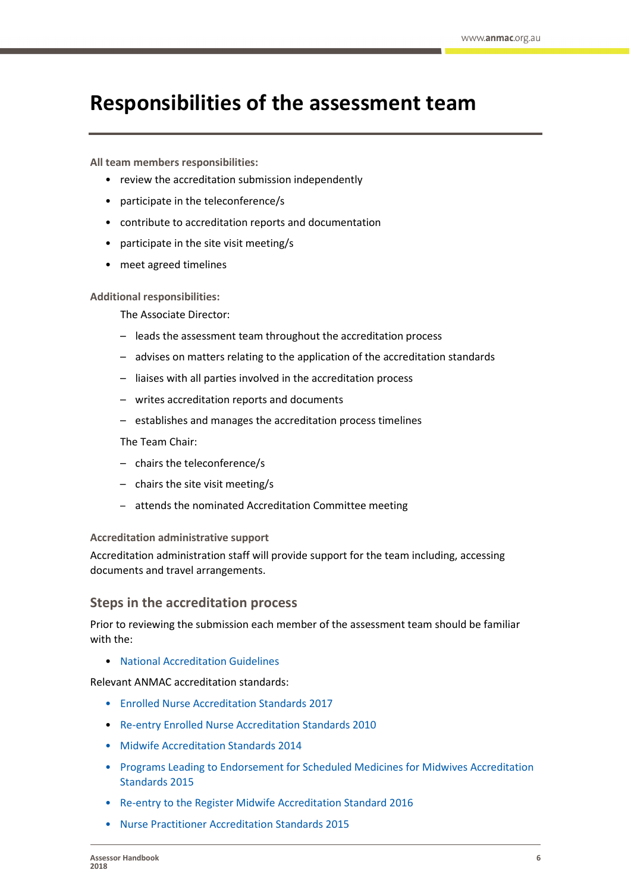# Responsibilities of the assessment team

**All team members responsibilities:**

- review the accreditation submission independently
- participate in the teleconference/s
- contribute to accreditation reports and documentation
- participate in the site visit meeting/s
- meet agreed timelines

**Additional responsibilities:**

The Associate Director:

- leads the assessment team throughout the accreditation process
- advises on matters relating to the application of the accreditation standards
- liaises with all parties involved in the accreditation process
- writes accreditation reports and documents
- establishes and manages the accreditation process timelines

The Team Chair:

- chairs the teleconference/s
- chairs the site visit meeting/s
- attends the nominated Accreditation Committee meeting

**Accreditation administrative support**

Accreditation administration staff will provide support for the team including, accessing documents and travel arrangements.

## Steps in the accreditation process

Prior to reviewing the submission each member of the assessment team should be familiar with the:

- National Accreditation Guidelines

Relevant ANMAC accreditation standards:

- Enrolled Nurse Accreditation Standards 2017
- Re-entry Enrolled Nurse Accreditation Standards 2010
- Midwife Accreditation Standards 2014
- Programs Leading to Endorsement for Scheduled Medicines for Midwives Accreditation Standards 2015
- Re-entry to the Register Midwife Accreditation Standard 2016
- Nurse Practitioner Accreditation Standards 2015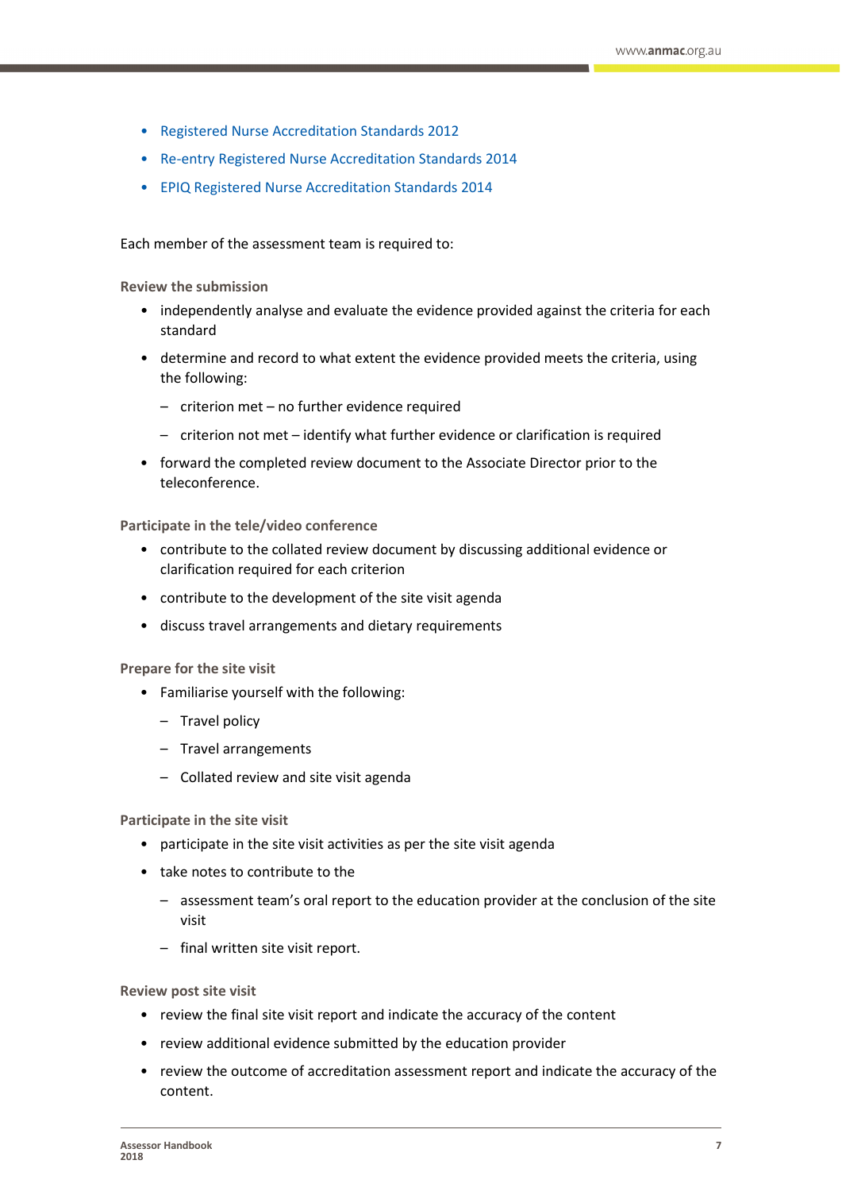- Registered Nurse Accreditation Standards 2012
- Re-entry Registered Nurse Accreditation Standards 2014
- EPIQ Registered Nurse Accreditation Standards 2014

Each member of the assessment team is required to:

### Review the submission

- independently analyse and evaluate the evidence provided against the criteria for each standard
- determine and record to what extent the evidence provided meets the criteria, using the following:
  - criterion met – no further evidence required
  - criterion not met – identify what further evidence or clarification is required
- forward the completed review document to the Associate Director prior to the teleconference.

### Participate in the tele/video conference

- contribute to the collated review document by discussing additional evidence or clarification required for each criterion
- contribute to the development of the site visit agenda
- discuss travel arrangements and dietary requirements

### Prepare for the site visit

- Familiarise yourself with the following:
  - Travel policy
  - Travel arrangements
  - Collated review and site visit agenda

### Participate in the site visit

- participate in the site visit activities as per the site visit agenda
- take notes to contribute to the
  - assessment team's oral report to the education provider at the conclusion of the site visit
  - final written site visit report.

### Review post site visit

- review the final site visit report and indicate the accuracy of the content
- review additional evidence submitted by the education provider
- review the outcome of accreditation assessment report and indicate the accuracy of the content.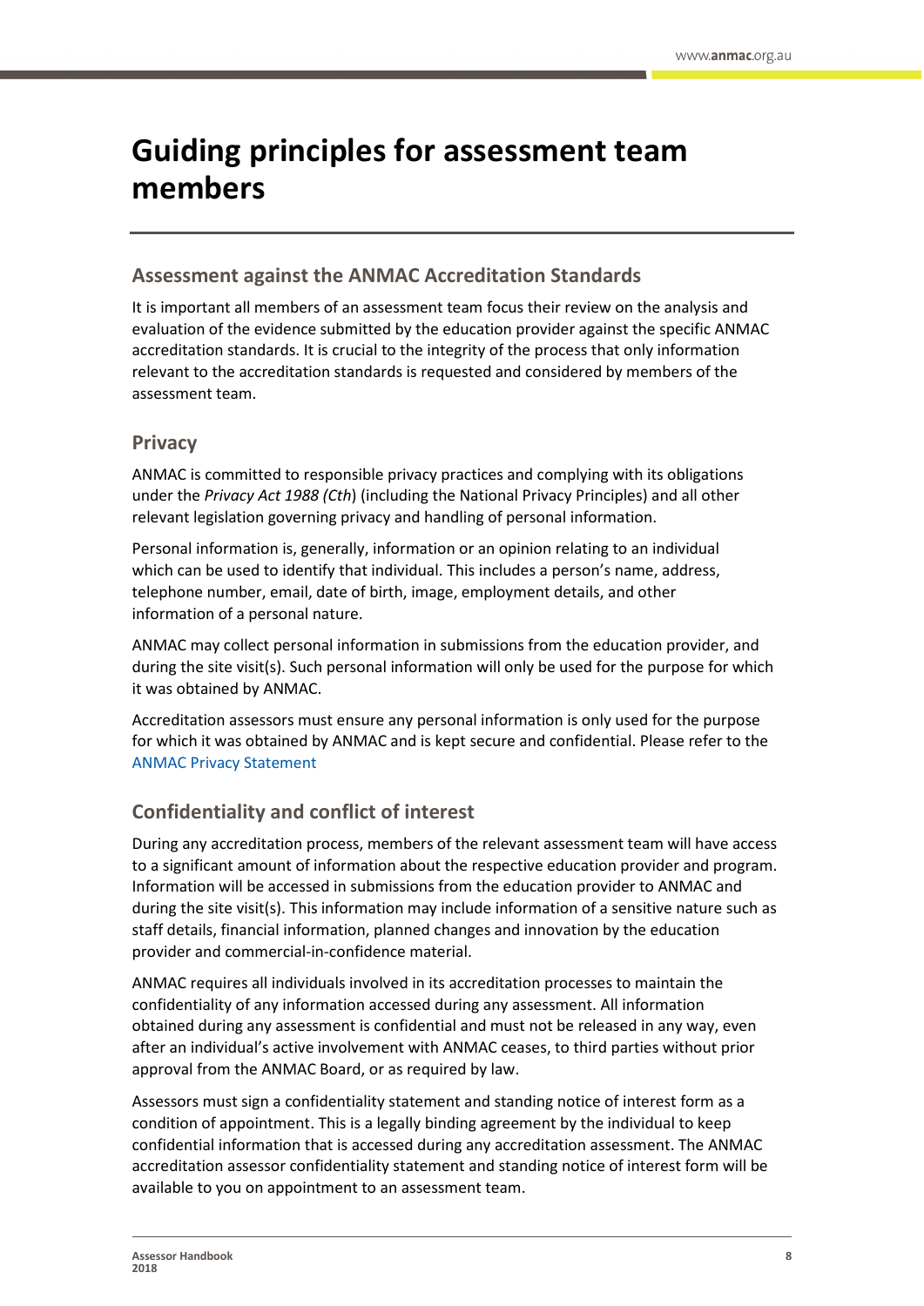# Guiding principles for assessment team members

## Assessment against the ANMAC Accreditation Standards

It is important all members of an assessment team focus their review on the analysis and evaluation of the evidence submitted by the education provider against the specific ANMAC accreditation standards. It is crucial to the integrity of the process that only information relevant to the accreditation standards is requested and considered by members of the assessment team.

## Privacy

ANMAC is committed to responsible privacy practices and complying with its obligations under the *Privacy Act 1988 (Cth)* (including the National Privacy Principles) and all other relevant legislation governing privacy and handling of personal information.

Personal information is, generally, information or an opinion relating to an individual which can be used to identify that individual. This includes a person's name, address, telephone number, email, date of birth, image, employment details, and other information of a personal nature.

ANMAC may collect personal information in submissions from the education provider, and during the site visit(s). Such personal information will only be used for the purpose for which it was obtained by ANMAC.

Accreditation assessors must ensure any personal information is only used for the purpose for which it was obtained by ANMAC and is kept secure and confidential. Please refer to the ANMAC Privacy Statement

## Confidentiality and conflict of interest

During any accreditation process, members of the relevant assessment team will have access to a significant amount of information about the respective education provider and program. Information will be accessed in submissions from the education provider to ANMAC and during the site visit(s). This information may include information of a sensitive nature such as staff details, financial information, planned changes and innovation by the education provider and commercial-in-confidence material.

ANMAC requires all individuals involved in its accreditation processes to maintain the confidentiality of any information accessed during any assessment. All information obtained during any assessment is confidential and must not be released in any way, even after an individual's active involvement with ANMAC ceases, to third parties without prior approval from the ANMAC Board, or as required by law.

Assessors must sign a confidentiality statement and standing notice of interest form as a condition of appointment. This is a legally binding agreement by the individual to keep confidential information that is accessed during any accreditation assessment. The ANMAC accreditation assessor confidentiality statement and standing notice of interest form will be available to you on appointment to an assessment team.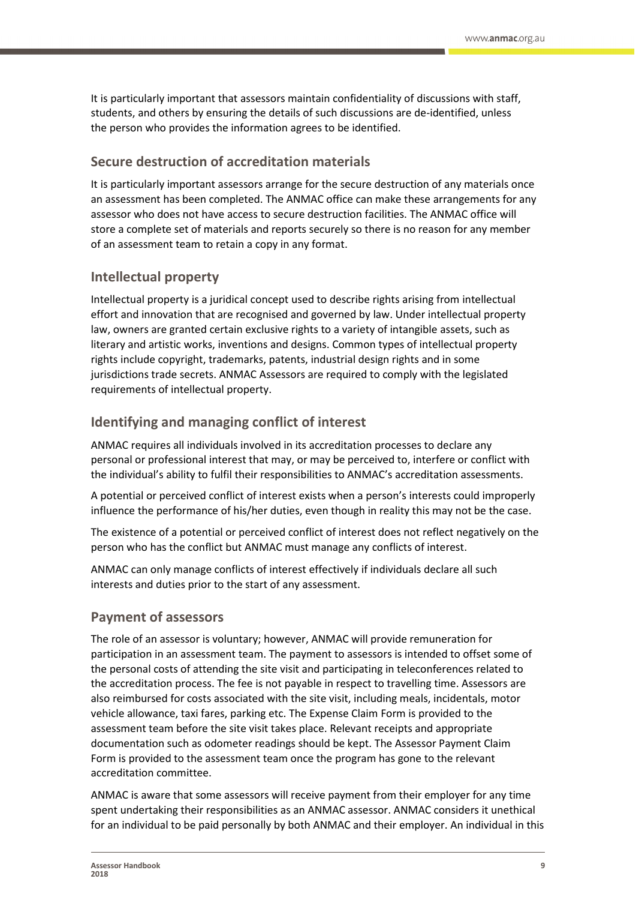It is particularly important that assessors maintain confidentiality of discussions with staff, students, and others by ensuring the details of such discussions are de-identified, unless the person who provides the information agrees to be identified.

## Secure destruction of accreditation materials

It is particularly important assessors arrange for the secure destruction of any materials once an assessment has been completed. The ANMAC office can make these arrangements for any assessor who does not have access to secure destruction facilities. The ANMAC office will store a complete set of materials and reports securely so there is no reason for any member of an assessment team to retain a copy in any format.

## Intellectual property

Intellectual property is a juridical concept used to describe rights arising from intellectual effort and innovation that are recognised and governed by law. Under intellectual property law, owners are granted certain exclusive rights to a variety of intangible assets, such as literary and artistic works, inventions and designs. Common types of intellectual property rights include copyright, trademarks, patents, industrial design rights and in some jurisdictions trade secrets. ANMAC Assessors are required to comply with the legislated requirements of intellectual property.

## Identifying and managing conflict of interest

ANMAC requires all individuals involved in its accreditation processes to declare any personal or professional interest that may, or may be perceived to, interfere or conflict with the individual's ability to fulfil their responsibilities to ANMAC's accreditation assessments.

A potential or perceived conflict of interest exists when a person's interests could improperly influence the performance of his/her duties, even though in reality this may not be the case.

The existence of a potential or perceived conflict of interest does not reflect negatively on the person who has the conflict but ANMAC must manage any conflicts of interest.

ANMAC can only manage conflicts of interest effectively if individuals declare all such interests and duties prior to the start of any assessment.

## Payment of assessors

The role of an assessor is voluntary; however, ANMAC will provide remuneration for participation in an assessment team. The payment to assessors is intended to offset some of the personal costs of attending the site visit and participating in teleconferences related to the accreditation process. The fee is not payable in respect to travelling time. Assessors are also reimbursed for costs associated with the site visit, including meals, incidentals, motor vehicle allowance, taxi fares, parking etc. The Expense Claim Form is provided to the assessment team before the site visit takes place. Relevant receipts and appropriate documentation such as odometer readings should be kept. The Assessor Payment Claim Form is provided to the assessment team once the program has gone to the relevant accreditation committee.

ANMAC is aware that some assessors will receive payment from their employer for any time spent undertaking their responsibilities as an ANMAC assessor. ANMAC considers it unethical for an individual to be paid personally by both ANMAC and their employer. An individual in this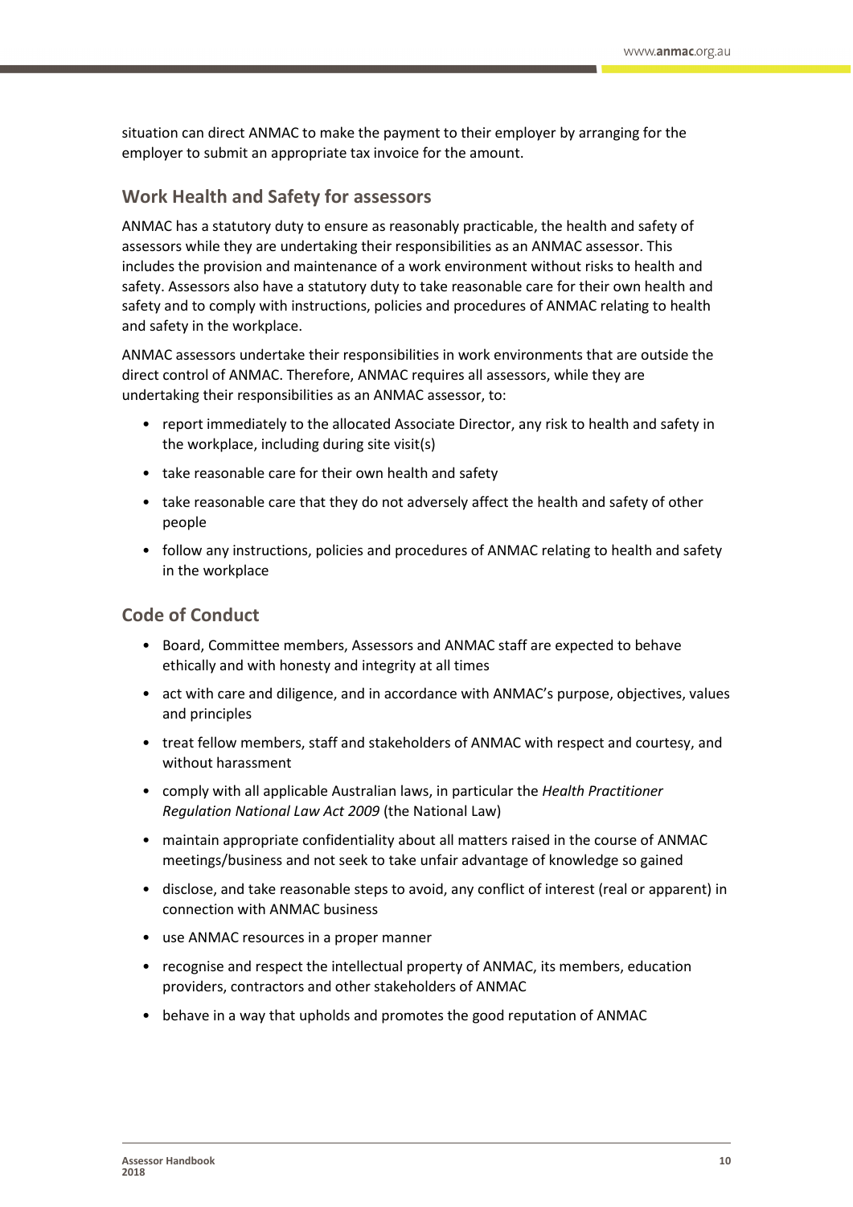situation can direct ANMAC to make the payment to their employer by arranging for the employer to submit an appropriate tax invoice for the amount.

## Work Health and Safety for assessors

ANMAC has a statutory duty to ensure as reasonably practicable, the health and safety of assessors while they are undertaking their responsibilities as an ANMAC assessor. This includes the provision and maintenance of a work environment without risks to health and safety. Assessors also have a statutory duty to take reasonable care for their own health and safety and to comply with instructions, policies and procedures of ANMAC relating to health and safety in the workplace.

ANMAC assessors undertake their responsibilities in work environments that are outside the direct control of ANMAC. Therefore, ANMAC requires all assessors, while they are undertaking their responsibilities as an ANMAC assessor, to:

- report immediately to the allocated Associate Director, any risk to health and safety in the workplace, including during site visit(s)
- take reasonable care for their own health and safety
- take reasonable care that they do not adversely affect the health and safety of other people
- follow any instructions, policies and procedures of ANMAC relating to health and safety in the workplace

## Code of Conduct

- Board, Committee members, Assessors and ANMAC staff are expected to behave ethically and with honesty and integrity at all times
- act with care and diligence, and in accordance with ANMAC's purpose, objectives, values and principles
- treat fellow members, staff and stakeholders of ANMAC with respect and courtesy, and without harassment
- comply with all applicable Australian laws, in particular the *Health Practitioner Regulation National Law Act 2009* (the National Law)
- maintain appropriate confidentiality about all matters raised in the course of ANMAC meetings/business and not seek to take unfair advantage of knowledge so gained
- disclose, and take reasonable steps to avoid, any conflict of interest (real or apparent) in connection with ANMAC business
- use ANMAC resources in a proper manner
- recognise and respect the intellectual property of ANMAC, its members, education providers, contractors and other stakeholders of ANMAC
- behave in a way that upholds and promotes the good reputation of ANMAC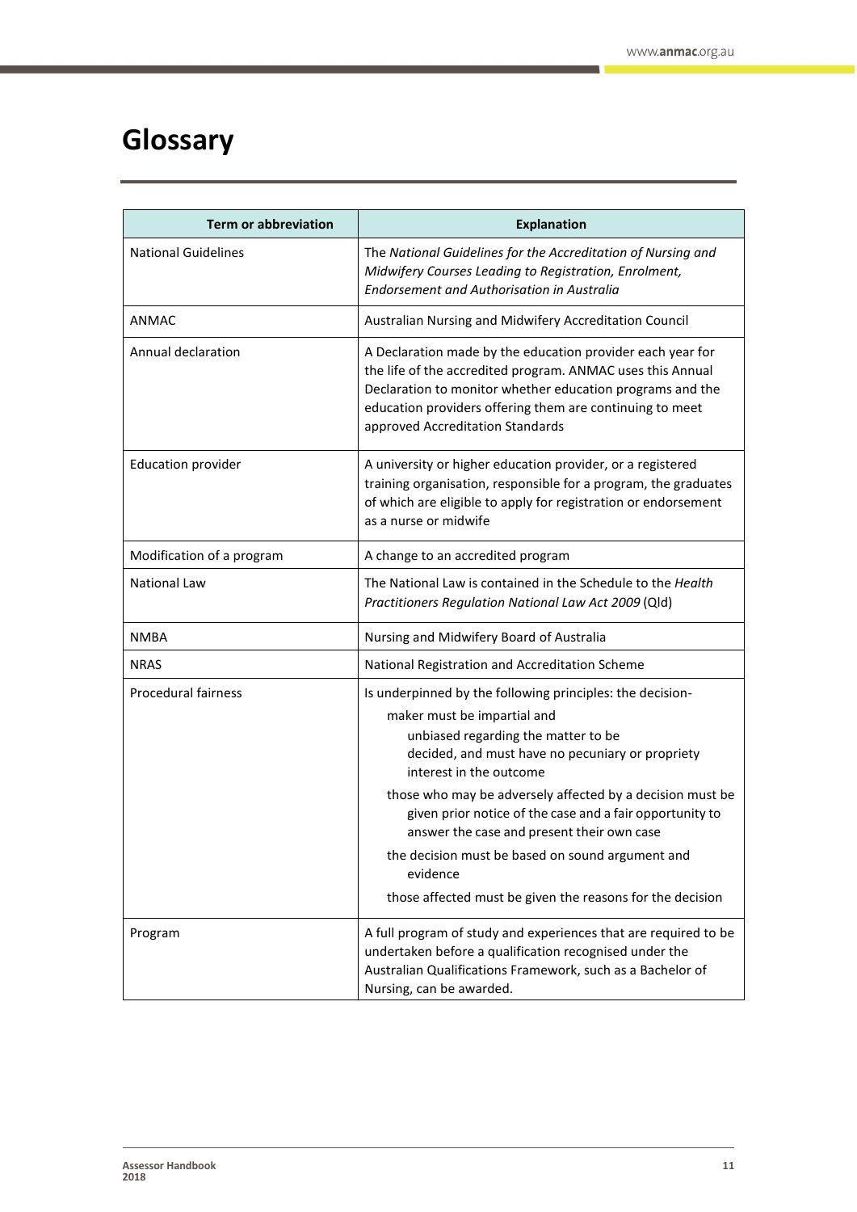# Glossary

| Term or abbreviation | Explanation |
|---|---|
| National Guidelines | The *National Guidelines for the Accreditation of Nursing and Midwifery Courses Leading to Registration, Enrolment, Endorsement and Authorisation in Australia* |
| ANMAC | Australian Nursing and Midwifery Accreditation Council |
| Annual declaration | A Declaration made by the education provider each year for the life of the accredited program. ANMAC uses this Annual Declaration to monitor whether education programs and the education providers offering them are continuing to meet approved Accreditation Standards |
| Education provider | A university or higher education provider, or a registered training organisation, responsible for a program, the graduates of which are eligible to apply for registration or endorsement as a nurse or midwife |
| Modification of a program | A change to an accredited program |
| National Law | The National Law is contained in the Schedule to the *Health Practitioners Regulation National Law Act 2009* (Qld) |
| NMBA | Nursing and Midwifery Board of Australia |
| NRAS | National Registration and Accreditation Scheme |
| Procedural fairness | Is underpinned by the following principles: the decision-maker must be impartial and unbiased regarding the matter to be decided, and must have no pecuniary or propriety interest in the outcome<br>those who may be adversely affected by a decision must be given prior notice of the case and a fair opportunity to answer the case and present their own case<br>the decision must be based on sound argument and evidence<br>those affected must be given the reasons for the decision |
| Program | A full program of study and experiences that are required to be undertaken before a qualification recognised under the Australian Qualifications Framework, such as a Bachelor of Nursing, can be awarded. |